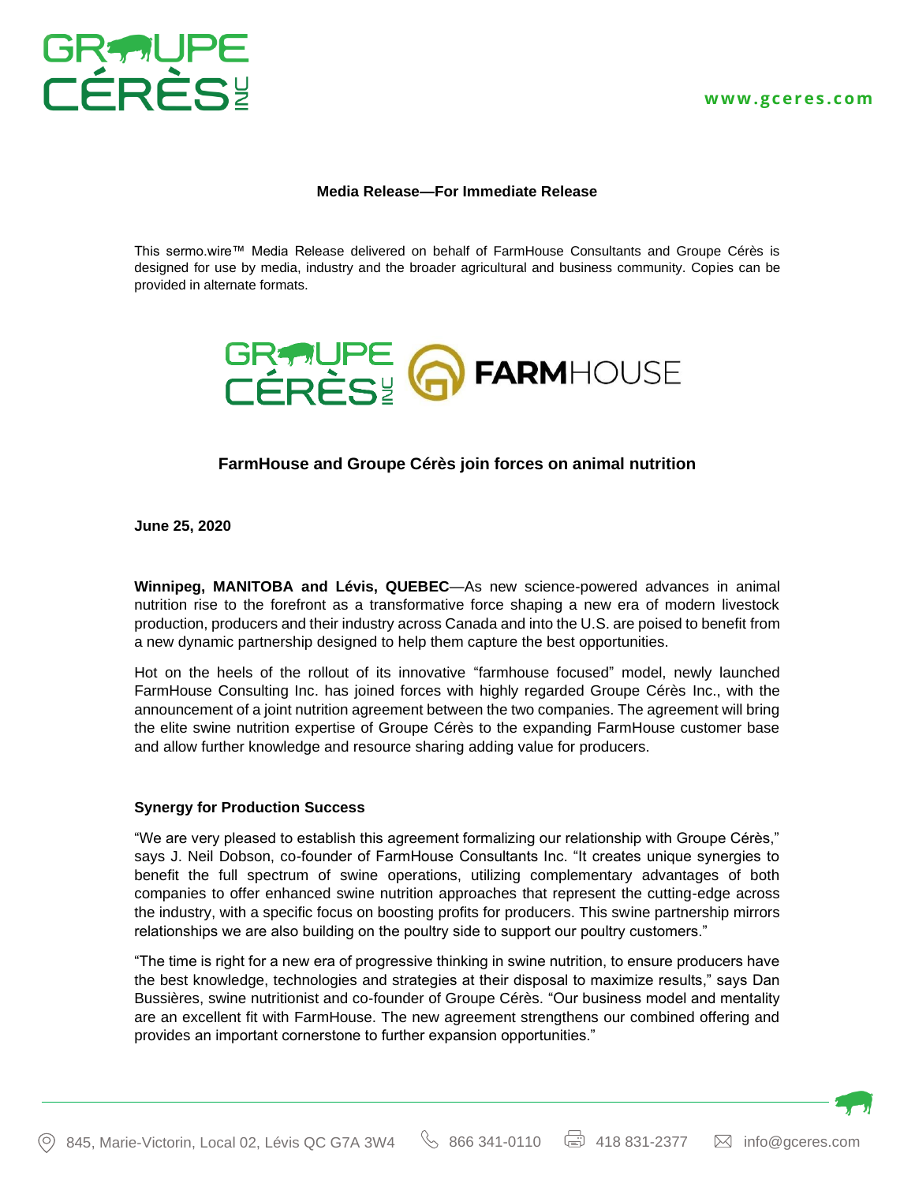**Media Release—For Immediate Release**

This sermo.wire™ Media Release delivered on behalf of FarmHouse Consultants and Groupe Cérès is designed for use by media, industry and the broader agricultural and business community. Copies can be provided in alternate formats.

## FarmHouse and Groupe Cérès join forces on animal nutrition

**June 25, 2020**

**Winnipeg, MANITOBA and Lévis, QUEBEC**—As new science-powered advances in animal nutrition rise to the forefront as a transformative force shaping a new era of modern livestock production, producers and their industry across Canada and into the U.S. are poised to benefit from a new dynamic partnership designed to help them capture the best opportunities.

Hot on the heels of the rollout of its innovative "farmhouse focused" model, newly launched FarmHouse Consulting Inc. has joined forces with highly regarded Groupe Cérès Inc., with the announcement of a joint nutrition agreement between the two companies. The agreement will bring the elite swine nutrition expertise of Groupe Cérès to the expanding FarmHouse customer base and allow further knowledge and resource sharing adding value for producers.

### Synergy for Production Success

"We are very pleased to establish this agreement formalizing our relationship with Groupe Cérès," says J. Neil Dobson, co-founder of FarmHouse Consultants Inc. "It creates unique synergies to benefit the full spectrum of swine operations, utilizing complementary advantages of both companies to offer enhanced swine nutrition approaches that represent the cutting-edge across the industry, with a specific focus on boosting profits for producers. This swine partnership mirrors relationships we are also building on the poultry side to support our poultry customers."

"The time is right for a new era of progressive thinking in swine nutrition, to ensure producers have the best knowledge, technologies and strategies at their disposal to maximize results," says Dan Bussières, swine nutritionist and co-founder of Groupe Cérès. "Our business model and mentality are an excellent fit with FarmHouse. The new agreement strengthens our combined offering and provides an important cornerstone to further expansion opportunities."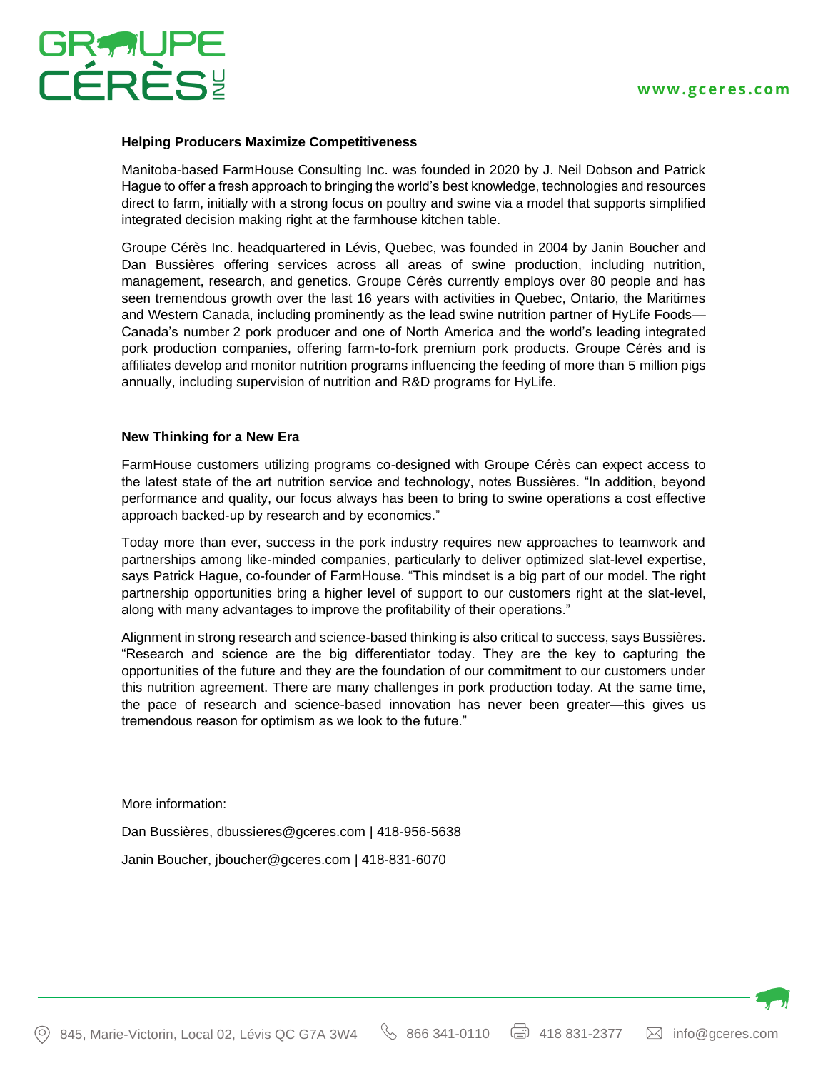### Helping Producers Maximize Competitiveness

Manitoba-based FarmHouse Consulting Inc. was founded in 2020 by J. Neil Dobson and Patrick Hague to offer a fresh approach to bringing the world's best knowledge, technologies and resources direct to farm, initially with a strong focus on poultry and swine via a model that supports simplified integrated decision making right at the farmhouse kitchen table.

Groupe Cérès Inc. headquartered in Lévis, Quebec, was founded in 2004 by Janin Boucher and Dan Bussières offering services across all areas of swine production, including nutrition, management, research, and genetics. Groupe Cérès currently employs over 80 people and has seen tremendous growth over the last 16 years with activities in Quebec, Ontario, the Maritimes and Western Canada, including prominently as the lead swine nutrition partner of HyLife Foods—Canada's number 2 pork producer and one of North America and the world's leading integrated pork production companies, offering farm-to-fork premium pork products. Groupe Cérès and is affiliates develop and monitor nutrition programs influencing the feeding of more than 5 million pigs annually, including supervision of nutrition and R&D programs for HyLife.

### New Thinking for a New Era

FarmHouse customers utilizing programs co-designed with Groupe Cérès can expect access to the latest state of the art nutrition service and technology, notes Bussières. "In addition, beyond performance and quality, our focus always has been to bring to swine operations a cost effective approach backed-up by research and by economics."

Today more than ever, success in the pork industry requires new approaches to teamwork and partnerships among like-minded companies, particularly to deliver optimized slat-level expertise, says Patrick Hague, co-founder of FarmHouse. "This mindset is a big part of our model. The right partnership opportunities bring a higher level of support to our customers right at the slat-level, along with many advantages to improve the profitability of their operations."

Alignment in strong research and science-based thinking is also critical to success, says Bussières. "Research and science are the big differentiator today. They are the key to capturing the opportunities of the future and they are the foundation of our commitment to our customers under this nutrition agreement. There are many challenges in pork production today. At the same time, the pace of research and science-based innovation has never been greater—this gives us tremendous reason for optimism as we look to the future."

More information:

Dan Bussières, dbussieres@gceres.com | 418-956-5638

Janin Boucher, jboucher@gceres.com | 418-831-6070